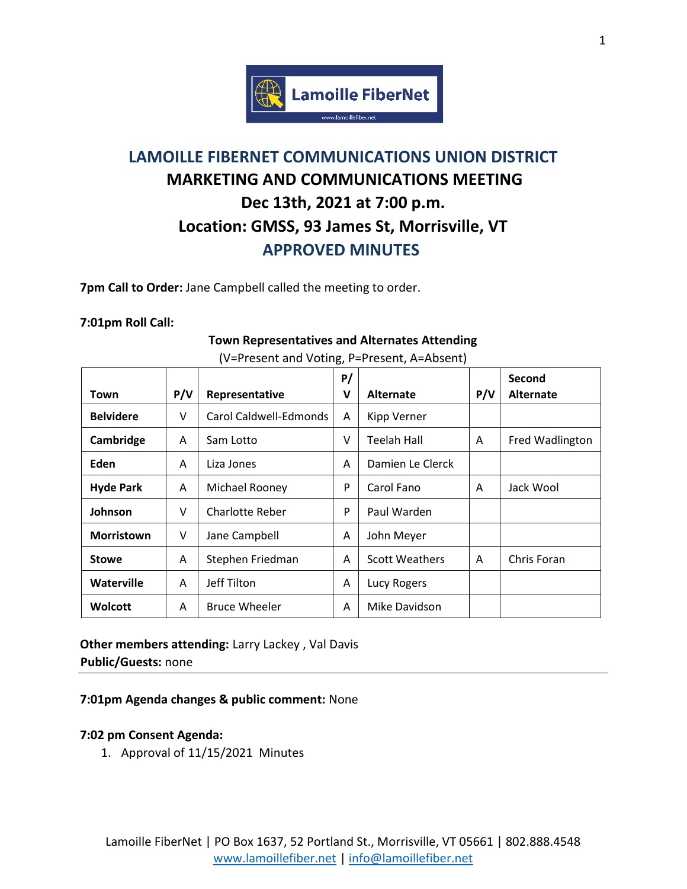# LAMOILLE FIBERNET COMMUNICATIONS UNION DISTRICT
## MARKETING AND COMMUNICATIONS MEETING
## Dec 13th, 2021 at 7:00 p.m.
## Location: GMSS, 93 James St, Morrisville, VT
## APPROVED MINUTES

**7pm Call to Order:** Jane Campbell called the meeting to order.

**7:01pm Roll Call:**

**Town Representatives and Alternates Attending**

(V=Present and Voting, P=Present, A=Absent)

| Town | P/V | Representative | P/V | Alternate | P/V | Second Alternate |
|---|---|---|---|---|---|---|
| **Belvidere** | V | Carol Caldwell-Edmonds | A | Kipp Verner | | |
| **Cambridge** | A | Sam Lotto | V | Teelah Hall | A | Fred Wadlington |
| **Eden** | A | Liza Jones | A | Damien Le Clerck | | |
| **Hyde Park** | A | Michael Rooney | P | Carol Fano | A | Jack Wool |
| **Johnson** | V | Charlotte Reber | P | Paul Warden | | |
| **Morristown** | V | Jane Campbell | A | John Meyer | | |
| **Stowe** | A | Stephen Friedman | A | Scott Weathers | A | Chris Foran |
| **Waterville** | A | Jeff Tilton | A | Lucy Rogers | | |
| **Wolcott** | A | Bruce Wheeler | A | Mike Davidson | | |

**Other members attending:** Larry Lackey , Val Davis
**Public/Guests:** none

---

**7:01pm Agenda changes & public comment:** None

**7:02 pm Consent Agenda:**

1. Approval of 11/15/2021 Minutes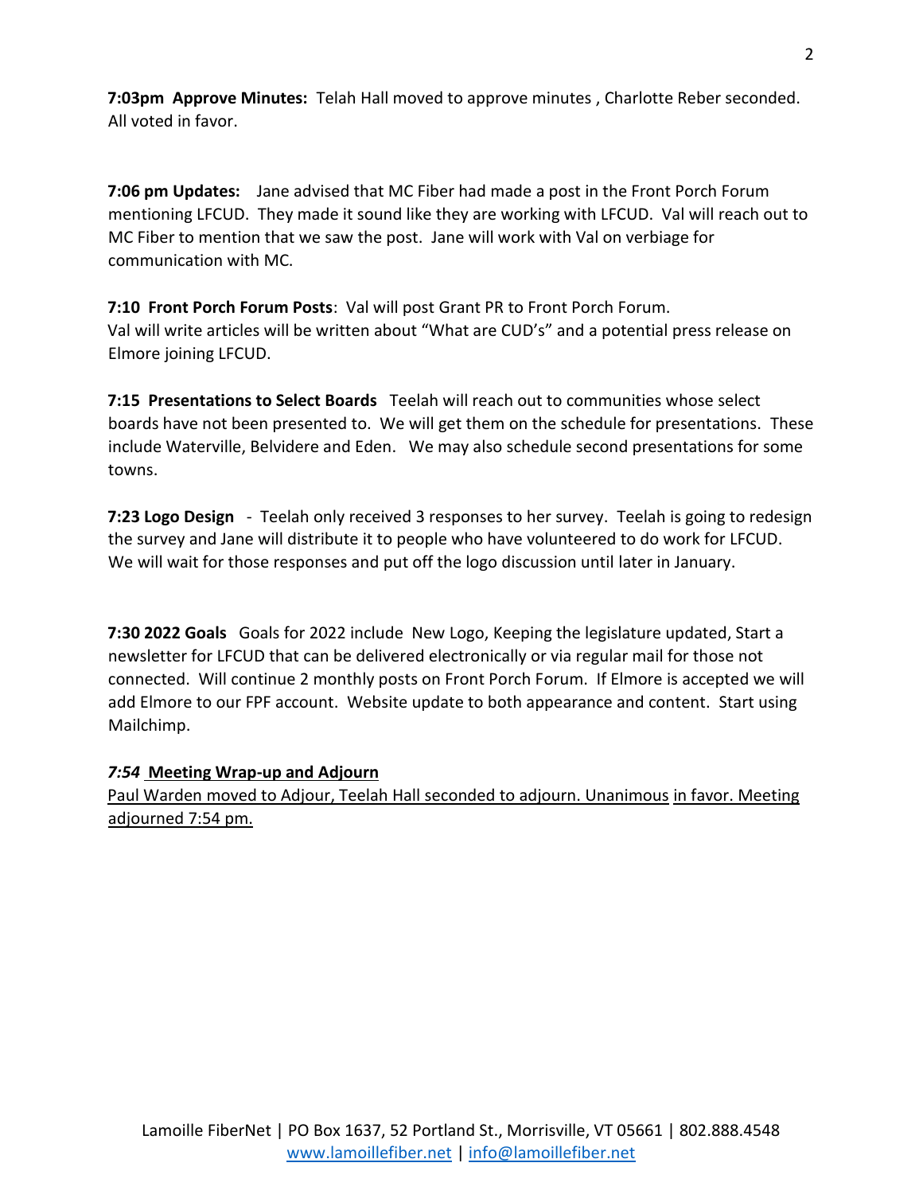**7:03pm Approve Minutes:** Telah Hall moved to approve minutes , Charlotte Reber seconded. All voted in favor.

**7:06 pm Updates:** Jane advised that MC Fiber had made a post in the Front Porch Forum mentioning LFCUD. They made it sound like they are working with LFCUD. Val will reach out to MC Fiber to mention that we saw the post. Jane will work with Val on verbiage for communication with MC.

**7:10 Front Porch Forum Posts**: Val will post Grant PR to Front Porch Forum. Val will write articles will be written about "What are CUD's" and a potential press release on Elmore joining LFCUD.

**7:15 Presentations to Select Boards** Teelah will reach out to communities whose select boards have not been presented to. We will get them on the schedule for presentations. These include Waterville, Belvidere and Eden. We may also schedule second presentations for some towns.

**7:23 Logo Design** - Teelah only received 3 responses to her survey. Teelah is going to redesign the survey and Jane will distribute it to people who have volunteered to do work for LFCUD. We will wait for those responses and put off the logo discussion until later in January.

**7:30 2022 Goals** Goals for 2022 include New Logo, Keeping the legislature updated, Start a newsletter for LFCUD that can be delivered electronically or via regular mail for those not connected. Will continue 2 monthly posts on Front Porch Forum. If Elmore is accepted we will add Elmore to our FPF account. Website update to both appearance and content. Start using Mailchimp.

***7:54* Meeting Wrap-up and Adjourn**

Paul Warden moved to Adjour, Teelah Hall seconded to adjourn. Unanimous in favor. Meeting adjourned 7:54 pm.

Lamoille FiberNet | PO Box 1637, 52 Portland St., Morrisville, VT 05661 | 802.888.4548
www.lamoillefiber.net | info@lamoillefiber.net